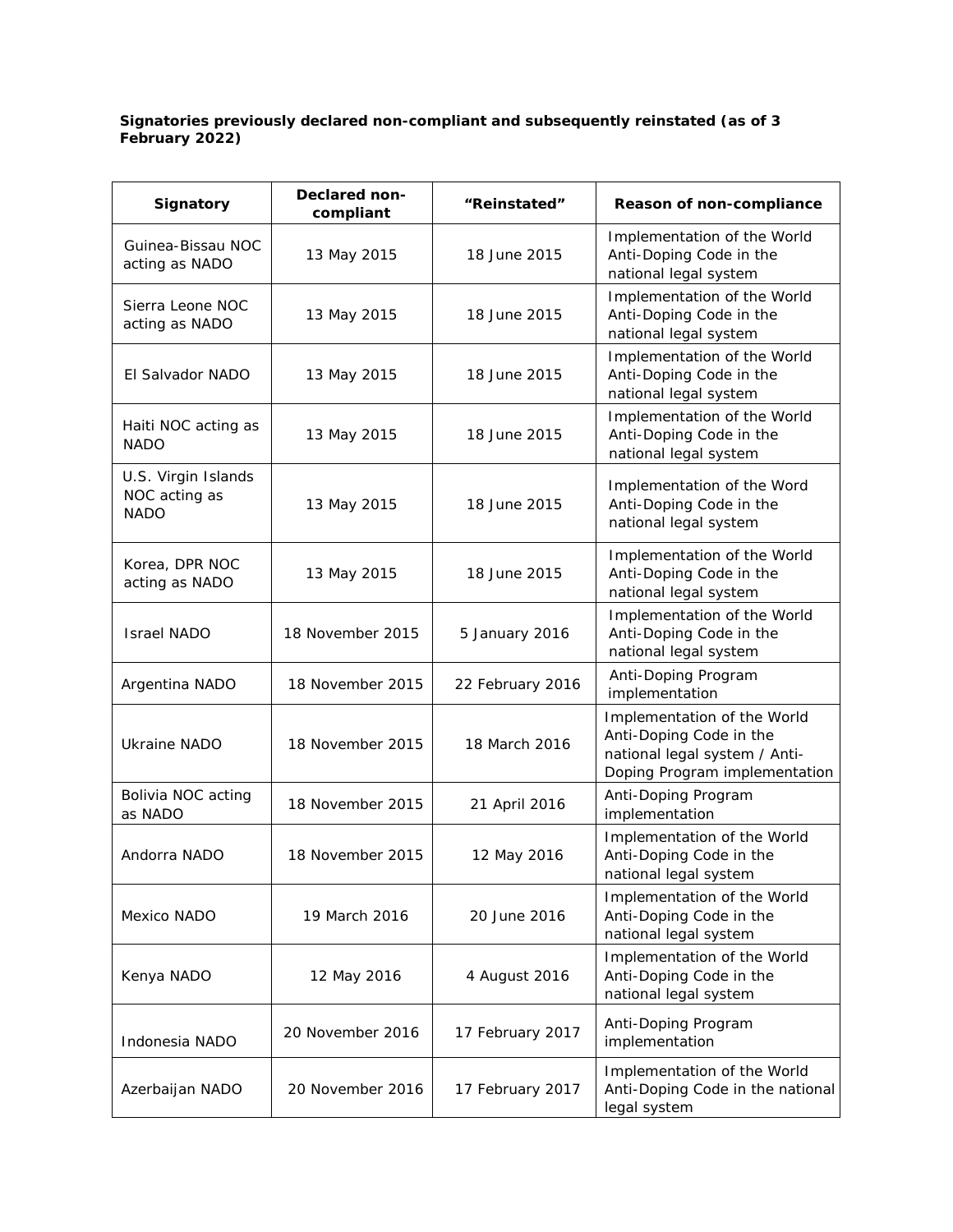**Signatories previously declared non-compliant and subsequently reinstated (as of 3 February 2022)**

| Signatory | Declared non-compliant | "Reinstated" | Reason of non-compliance |
|---|---|---|---|
| Guinea-Bissau NOC acting as NADO | 13 May 2015 | 18 June 2015 | Implementation of the World Anti-Doping Code in the national legal system |
| Sierra Leone NOC acting as NADO | 13 May 2015 | 18 June 2015 | Implementation of the World Anti-Doping Code in the national legal system |
| El Salvador NADO | 13 May 2015 | 18 June 2015 | Implementation of the World Anti-Doping Code in the national legal system |
| Haiti NOC acting as NADO | 13 May 2015 | 18 June 2015 | Implementation of the World Anti-Doping Code in the national legal system |
| U.S. Virgin Islands NOC acting as NADO | 13 May 2015 | 18 June 2015 | Implementation of the Word Anti-Doping Code in the national legal system |
| Korea, DPR NOC acting as NADO | 13 May 2015 | 18 June 2015 | Implementation of the World Anti-Doping Code in the national legal system |
| Israel NADO | 18 November 2015 | 5 January 2016 | Implementation of the World Anti-Doping Code in the national legal system |
| Argentina NADO | 18 November 2015 | 22 February 2016 | Anti-Doping Program implementation |
| Ukraine NADO | 18 November 2015 | 18 March 2016 | Implementation of the World Anti-Doping Code in the national legal system / Anti-Doping Program implementation |
| Bolivia NOC acting as NADO | 18 November 2015 | 21 April 2016 | Anti-Doping Program implementation |
| Andorra NADO | 18 November 2015 | 12 May 2016 | Implementation of the World Anti-Doping Code in the national legal system |
| Mexico NADO | 19 March 2016 | 20 June 2016 | Implementation of the World Anti-Doping Code in the national legal system |
| Kenya NADO | 12 May 2016 | 4 August 2016 | Implementation of the World Anti-Doping Code in the national legal system |
| Indonesia NADO | 20 November 2016 | 17 February 2017 | Anti-Doping Program implementation |
| Azerbaijan NADO | 20 November 2016 | 17 February 2017 | Implementation of the World Anti-Doping Code in the national legal system |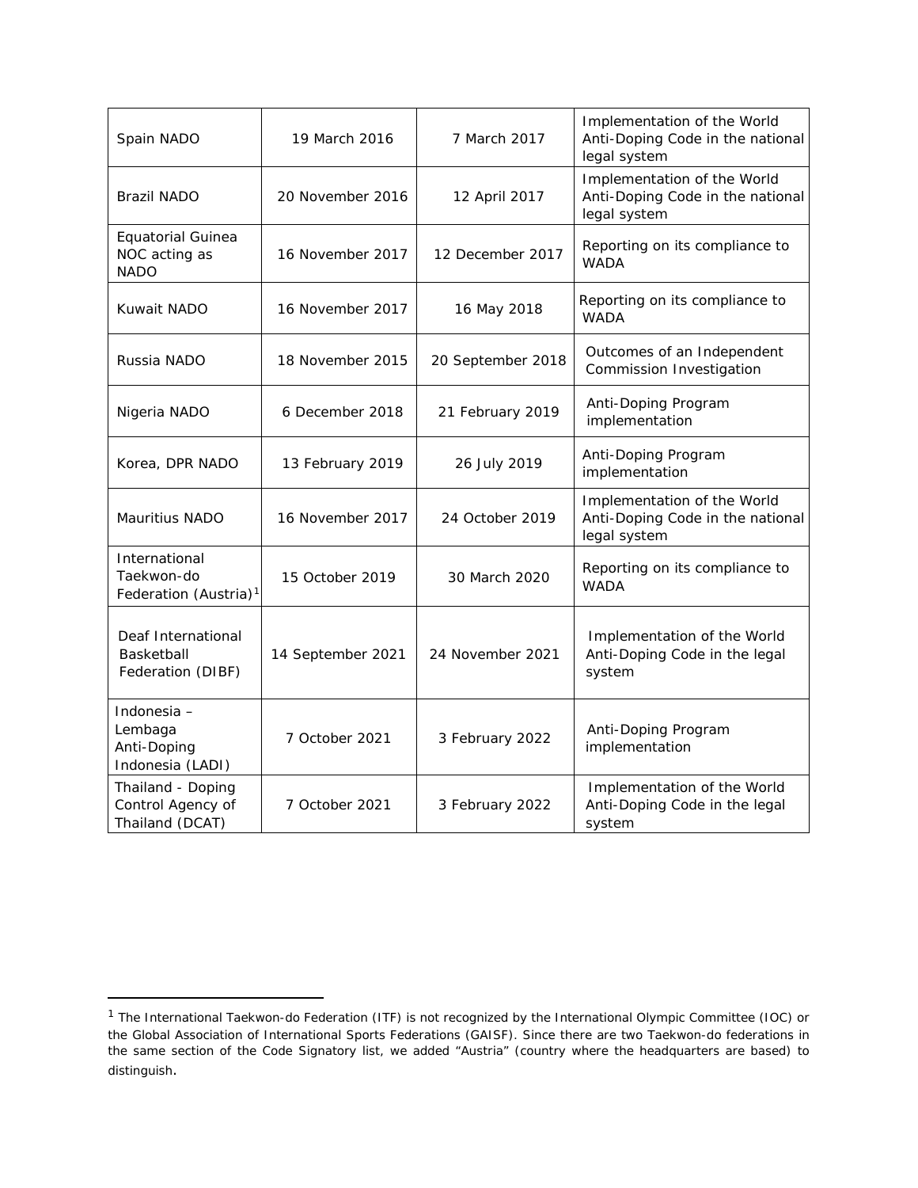| | | | |
|---|---|---|---|
| Spain NADO | 19 March 2016 | 7 March 2017 | Implementation of the World Anti-Doping Code in the national legal system |
| Brazil NADO | 20 November 2016 | 12 April 2017 | Implementation of the World Anti-Doping Code in the national legal system |
| Equatorial Guinea NOC acting as NADO | 16 November 2017 | 12 December 2017 | Reporting on its compliance to WADA |
| Kuwait NADO | 16 November 2017 | 16 May 2018 | Reporting on its compliance to WADA |
| Russia NADO | 18 November 2015 | 20 September 2018 | Outcomes of an Independent Commission Investigation |
| Nigeria NADO | 6 December 2018 | 21 February 2019 | Anti-Doping Program implementation |
| Korea, DPR NADO | 13 February 2019 | 26 July 2019 | Anti-Doping Program implementation |
| Mauritius NADO | 16 November 2017 | 24 October 2019 | Implementation of the World Anti-Doping Code in the national legal system |
| International Taekwon-do Federation (Austria)[1] | 15 October 2019 | 30 March 2020 | Reporting on its compliance to WADA |
| Deaf International Basketball Federation (DIBF) | 14 September 2021 | 24 November 2021 | Implementation of the World Anti-Doping Code in the legal system |
| Indonesia – Lembaga Anti-Doping Indonesia (LADI) | 7 October 2021 | 3 February 2022 | Anti-Doping Program implementation |
| Thailand - Doping Control Agency of Thailand (DCAT) | 7 October 2021 | 3 February 2022 | Implementation of the World Anti-Doping Code in the legal system |

[1] The International Taekwon-do Federation (ITF) is not recognized by the International Olympic Committee (IOC) or the Global Association of International Sports Federations (GAISF). Since there are two Taekwon-do federations in the same section of the Code Signatory list, we added "Austria" (country where the headquarters are based) to distinguish.